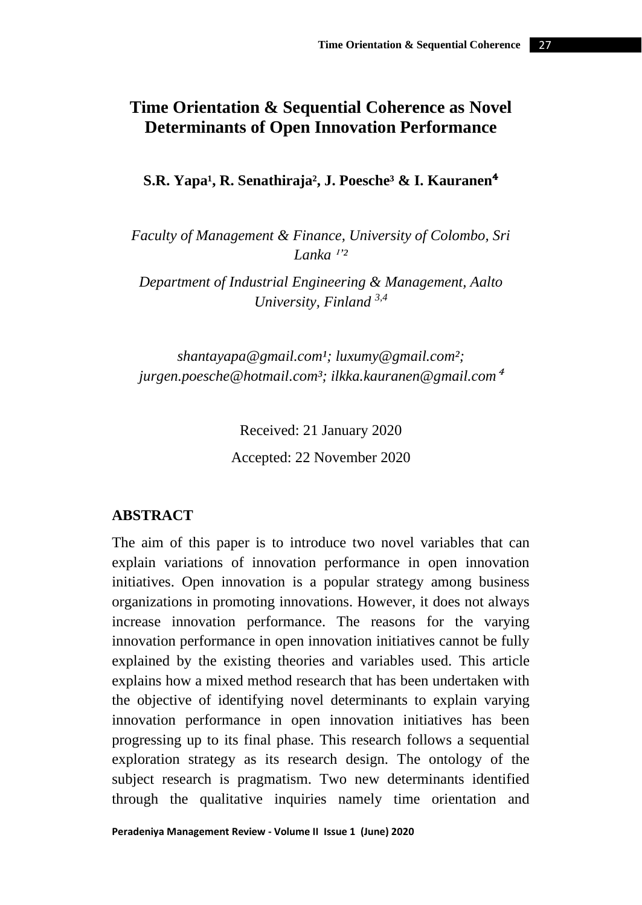# Time Orientation & Sequential Coherence as Novel Determinants of Open Innovation Performance

**S.R. Yapa[1], R. Senathiraja[2], J. Poesche[3] & I. Kauranen[4]**

*Faculty of Management & Finance, University of Colombo, Sri Lanka [1,2]*

*Department of Industrial Engineering & Management, Aalto University, Finland [3,4]*

*shantayapa@gmail.com[1]; luxumy@gmail.com[2]; jurgen.poesche@hotmail.com[3]; ilkka.kauranen@gmail.com[4]*

Received: 21 January 2020

Accepted: 22 November 2020

## ABSTRACT

The aim of this paper is to introduce two novel variables that can explain variations of innovation performance in open innovation initiatives. Open innovation is a popular strategy among business organizations in promoting innovations. However, it does not always increase innovation performance. The reasons for the varying innovation performance in open innovation initiatives cannot be fully explained by the existing theories and variables used. This article explains how a mixed method research that has been undertaken with the objective of identifying novel determinants to explain varying innovation performance in open innovation initiatives has been progressing up to its final phase. This research follows a sequential exploration strategy as its research design. The ontology of the subject research is pragmatism. Two new determinants identified through the qualitative inquiries namely time orientation and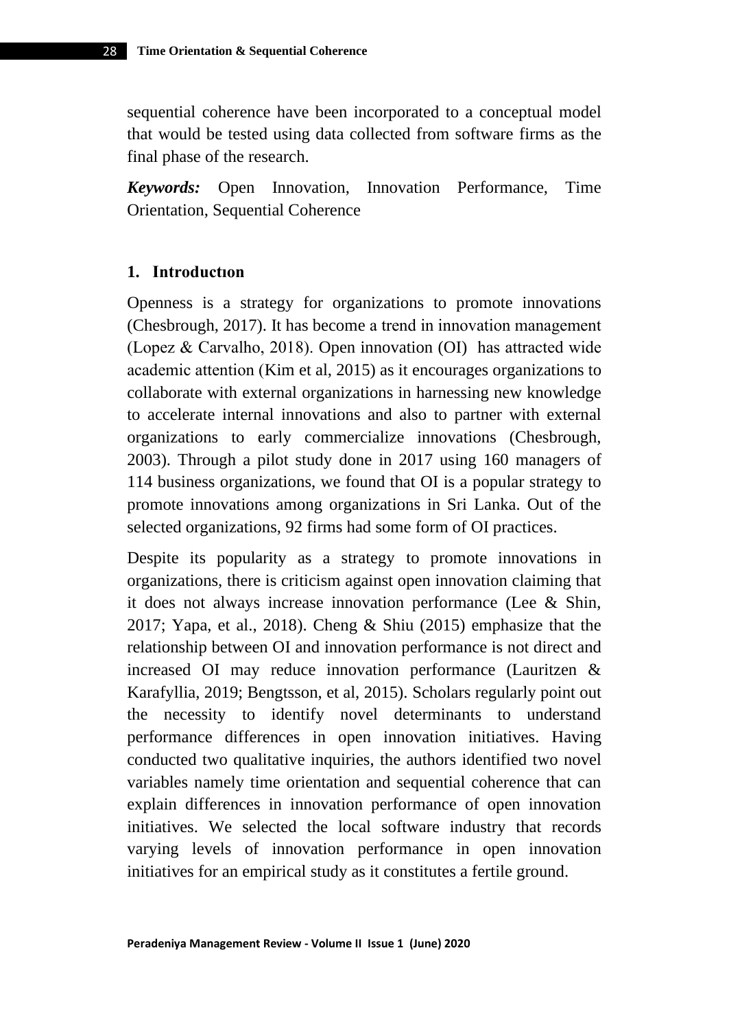sequential coherence have been incorporated to a conceptual model that would be tested using data collected from software firms as the final phase of the research.

***Keywords:*** Open Innovation, Innovation Performance, Time Orientation, Sequential Coherence

## 1. Introductıon

Openness is a strategy for organizations to promote innovations (Chesbrough, 2017). It has become a trend in innovation management (Lopez & Carvalho, 2018). Open innovation (OI) has attracted wide academic attention (Kim et al, 2015) as it encourages organizations to collaborate with external organizations in harnessing new knowledge to accelerate internal innovations and also to partner with external organizations to early commercialize innovations (Chesbrough, 2003). Through a pilot study done in 2017 using 160 managers of 114 business organizations, we found that OI is a popular strategy to promote innovations among organizations in Sri Lanka. Out of the selected organizations, 92 firms had some form of OI practices.

Despite its popularity as a strategy to promote innovations in organizations, there is criticism against open innovation claiming that it does not always increase innovation performance (Lee & Shin, 2017; Yapa, et al., 2018). Cheng & Shiu (2015) emphasize that the relationship between OI and innovation performance is not direct and increased OI may reduce innovation performance (Lauritzen & Karafyllia, 2019; Bengtsson, et al, 2015). Scholars regularly point out the necessity to identify novel determinants to understand performance differences in open innovation initiatives. Having conducted two qualitative inquiries, the authors identified two novel variables namely time orientation and sequential coherence that can explain differences in innovation performance of open innovation initiatives. We selected the local software industry that records varying levels of innovation performance in open innovation initiatives for an empirical study as it constitutes a fertile ground.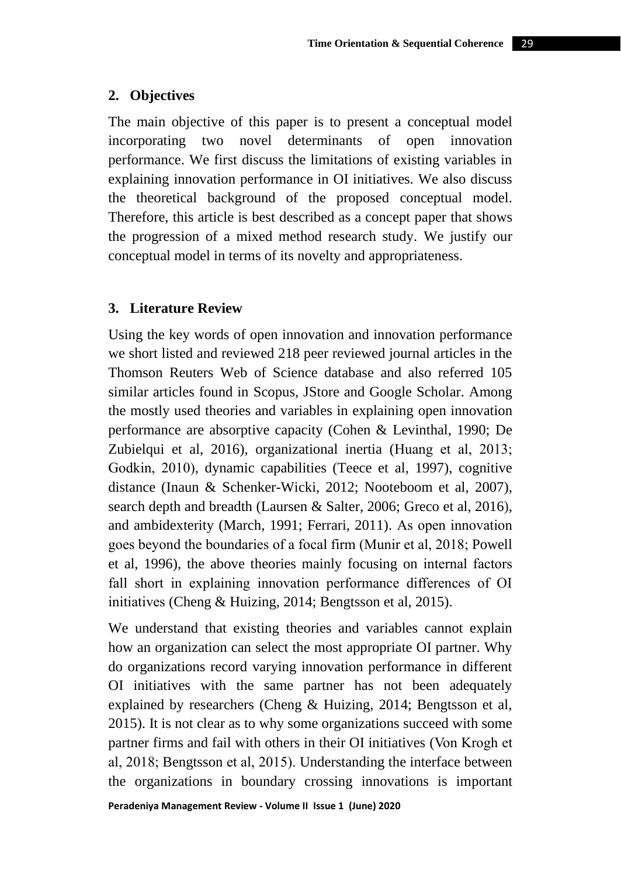## 2. Objectives

The main objective of this paper is to present a conceptual model incorporating two novel determinants of open innovation performance. We first discuss the limitations of existing variables in explaining innovation performance in OI initiatives. We also discuss the theoretical background of the proposed conceptual model. Therefore, this article is best described as a concept paper that shows the progression of a mixed method research study. We justify our conceptual model in terms of its novelty and appropriateness.

## 3. Literature Review

Using the key words of open innovation and innovation performance we short listed and reviewed 218 peer reviewed journal articles in the Thomson Reuters Web of Science database and also referred 105 similar articles found in Scopus, JStore and Google Scholar. Among the mostly used theories and variables in explaining open innovation performance are absorptive capacity (Cohen & Levinthal, 1990; De Zubielqui et al, 2016), organizational inertia (Huang et al, 2013; Godkin, 2010), dynamic capabilities (Teece et al, 1997), cognitive distance (Inaun & Schenker-Wicki, 2012; Nooteboom et al, 2007), search depth and breadth (Laursen & Salter, 2006; Greco et al, 2016), and ambidexterity (March, 1991; Ferrari, 2011). As open innovation goes beyond the boundaries of a focal firm (Munir et al, 2018; Powell et al, 1996), the above theories mainly focusing on internal factors fall short in explaining innovation performance differences of OI initiatives (Cheng & Huizing, 2014; Bengtsson et al, 2015).

We understand that existing theories and variables cannot explain how an organization can select the most appropriate OI partner. Why do organizations record varying innovation performance in different OI initiatives with the same partner has not been adequately explained by researchers (Cheng & Huizing, 2014; Bengtsson et al, 2015). It is not clear as to why some organizations succeed with some partner firms and fail with others in their OI initiatives (Von Krogh et al, 2018; Bengtsson et al, 2015). Understanding the interface between the organizations in boundary crossing innovations is important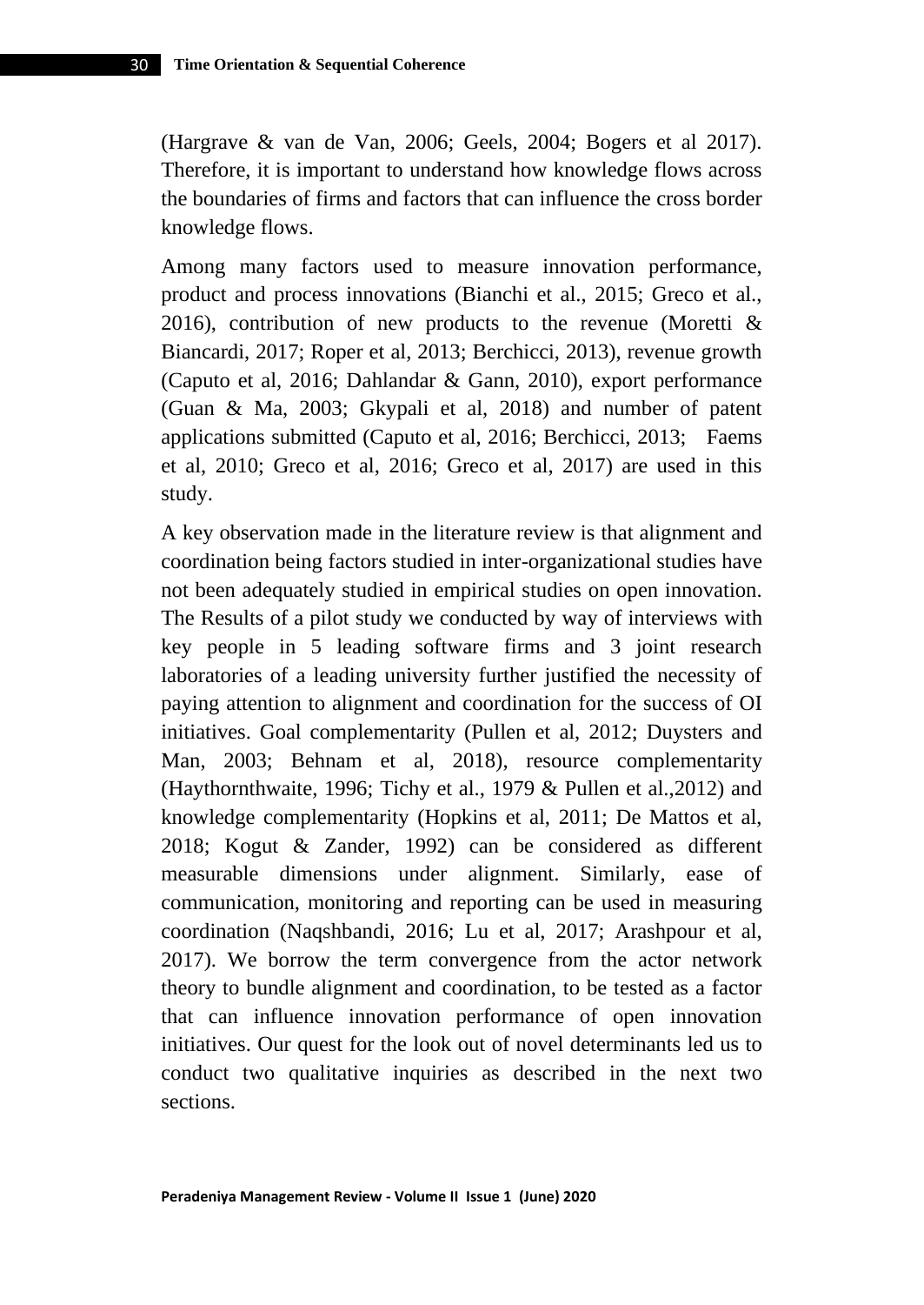(Hargrave & van de Van, 2006; Geels, 2004; Bogers et al 2017). Therefore, it is important to understand how knowledge flows across the boundaries of firms and factors that can influence the cross border knowledge flows.

Among many factors used to measure innovation performance, product and process innovations (Bianchi et al., 2015; Greco et al., 2016), contribution of new products to the revenue (Moretti & Biancardi, 2017; Roper et al, 2013; Berchicci, 2013), revenue growth (Caputo et al, 2016; Dahlandar & Gann, 2010), export performance (Guan & Ma, 2003; Gkypali et al, 2018) and number of patent applications submitted (Caputo et al, 2016; Berchicci, 2013; Faems et al, 2010; Greco et al, 2016; Greco et al, 2017) are used in this study.

A key observation made in the literature review is that alignment and coordination being factors studied in inter-organizational studies have not been adequately studied in empirical studies on open innovation. The Results of a pilot study we conducted by way of interviews with key people in 5 leading software firms and 3 joint research laboratories of a leading university further justified the necessity of paying attention to alignment and coordination for the success of OI initiatives. Goal complementarity (Pullen et al, 2012; Duysters and Man, 2003; Behnam et al, 2018), resource complementarity (Haythornthwaite, 1996; Tichy et al., 1979 & Pullen et al.,2012) and knowledge complementarity (Hopkins et al, 2011; De Mattos et al, 2018; Kogut & Zander, 1992) can be considered as different measurable dimensions under alignment. Similarly, ease of communication, monitoring and reporting can be used in measuring coordination (Naqshbandi, 2016; Lu et al, 2017; Arashpour et al, 2017). We borrow the term convergence from the actor network theory to bundle alignment and coordination, to be tested as a factor that can influence innovation performance of open innovation initiatives. Our quest for the look out of novel determinants led us to conduct two qualitative inquiries as described in the next two sections.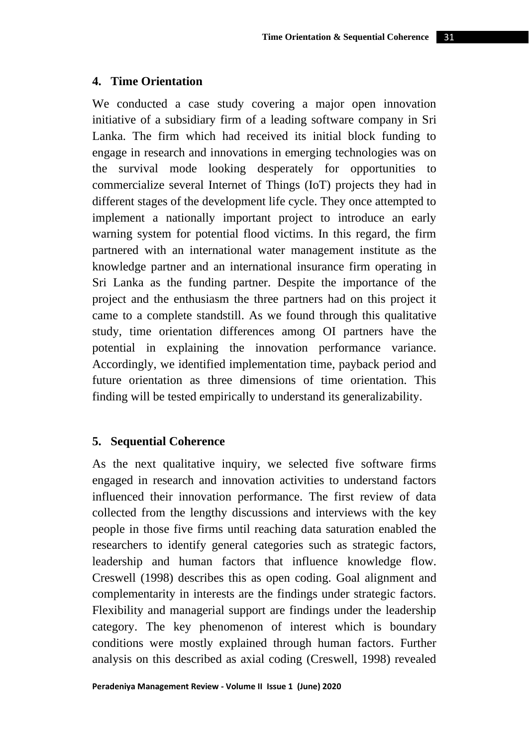## 4. Time Orientation

We conducted a case study covering a major open innovation initiative of a subsidiary firm of a leading software company in Sri Lanka. The firm which had received its initial block funding to engage in research and innovations in emerging technologies was on the survival mode looking desperately for opportunities to commercialize several Internet of Things (IoT) projects they had in different stages of the development life cycle. They once attempted to implement a nationally important project to introduce an early warning system for potential flood victims. In this regard, the firm partnered with an international water management institute as the knowledge partner and an international insurance firm operating in Sri Lanka as the funding partner. Despite the importance of the project and the enthusiasm the three partners had on this project it came to a complete standstill. As we found through this qualitative study, time orientation differences among OI partners have the potential in explaining the innovation performance variance. Accordingly, we identified implementation time, payback period and future orientation as three dimensions of time orientation. This finding will be tested empirically to understand its generalizability.

## 5. Sequential Coherence

As the next qualitative inquiry, we selected five software firms engaged in research and innovation activities to understand factors influenced their innovation performance. The first review of data collected from the lengthy discussions and interviews with the key people in those five firms until reaching data saturation enabled the researchers to identify general categories such as strategic factors, leadership and human factors that influence knowledge flow. Creswell (1998) describes this as open coding. Goal alignment and complementarity in interests are the findings under strategic factors. Flexibility and managerial support are findings under the leadership category. The key phenomenon of interest which is boundary conditions were mostly explained through human factors. Further analysis on this described as axial coding (Creswell, 1998) revealed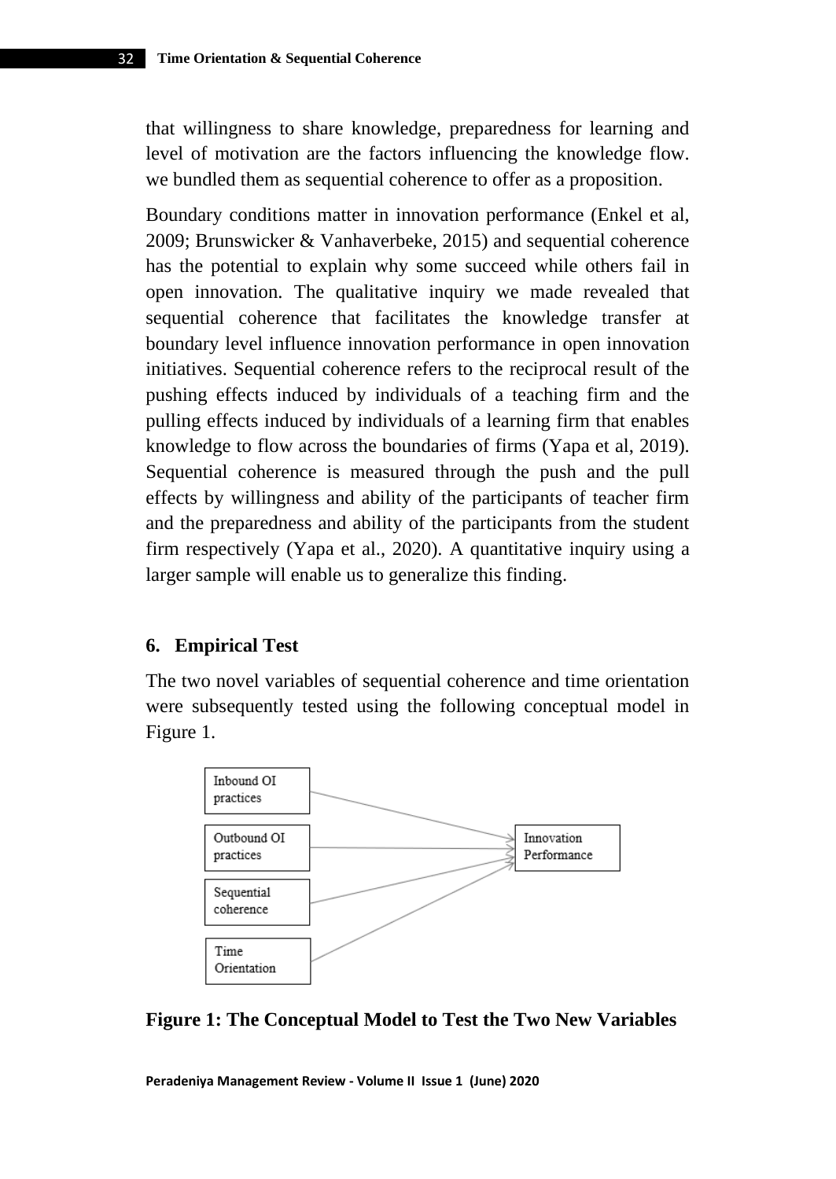that willingness to share knowledge, preparedness for learning and level of motivation are the factors influencing the knowledge flow. we bundled them as sequential coherence to offer as a proposition.

Boundary conditions matter in innovation performance (Enkel et al, 2009; Brunswicker & Vanhaverbeke, 2015) and sequential coherence has the potential to explain why some succeed while others fail in open innovation. The qualitative inquiry we made revealed that sequential coherence that facilitates the knowledge transfer at boundary level influence innovation performance in open innovation initiatives. Sequential coherence refers to the reciprocal result of the pushing effects induced by individuals of a teaching firm and the pulling effects induced by individuals of a learning firm that enables knowledge to flow across the boundaries of firms (Yapa et al, 2019). Sequential coherence is measured through the push and the pull effects by willingness and ability of the participants of teacher firm and the preparedness and ability of the participants from the student firm respectively (Yapa et al., 2020). A quantitative inquiry using a larger sample will enable us to generalize this finding.

## 6. Empirical Test

The two novel variables of sequential coherence and time orientation were subsequently tested using the following conceptual model in Figure 1.

**Figure 1: The Conceptual Model to Test the Two New Variables**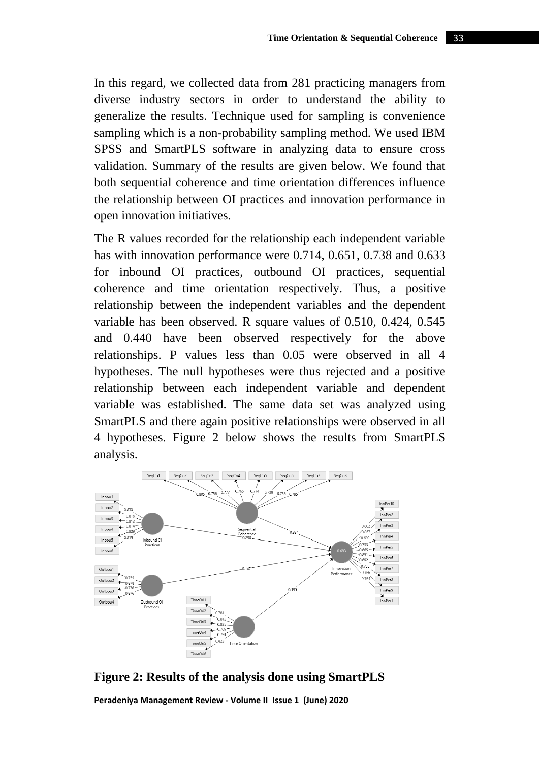In this regard, we collected data from 281 practicing managers from diverse industry sectors in order to understand the ability to generalize the results. Technique used for sampling is convenience sampling which is a non-probability sampling method. We used IBM SPSS and SmartPLS software in analyzing data to ensure cross validation. Summary of the results are given below. We found that both sequential coherence and time orientation differences influence the relationship between OI practices and innovation performance in open innovation initiatives.

The R values recorded for the relationship each independent variable has with innovation performance were 0.714, 0.651, 0.738 and 0.633 for inbound OI practices, outbound OI practices, sequential coherence and time orientation respectively. Thus, a positive relationship between the independent variables and the dependent variable has been observed. R square values of 0.510, 0.424, 0.545 and 0.440 have been observed respectively for the above relationships. P values less than 0.05 were observed in all 4 hypotheses. The null hypotheses were thus rejected and a positive relationship between each independent variable and dependent variable was established. The same data set was analyzed using SmartPLS and there again positive relationships were observed in all 4 hypotheses. Figure 2 below shows the results from SmartPLS analysis.

**Figure 2: Results of the analysis done using SmartPLS**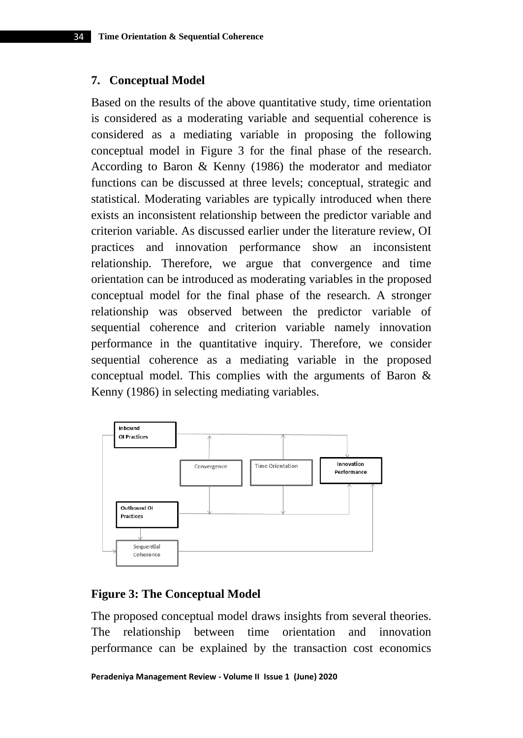## 7. Conceptual Model

Based on the results of the above quantitative study, time orientation is considered as a moderating variable and sequential coherence is considered as a mediating variable in proposing the following conceptual model in Figure 3 for the final phase of the research. According to Baron & Kenny (1986) the moderator and mediator functions can be discussed at three levels; conceptual, strategic and statistical. Moderating variables are typically introduced when there exists an inconsistent relationship between the predictor variable and criterion variable. As discussed earlier under the literature review, OI practices and innovation performance show an inconsistent relationship. Therefore, we argue that convergence and time orientation can be introduced as moderating variables in the proposed conceptual model for the final phase of the research. A stronger relationship was observed between the predictor variable of sequential coherence and criterion variable namely innovation performance in the quantitative inquiry. Therefore, we consider sequential coherence as a mediating variable in the proposed conceptual model. This complies with the arguments of Baron & Kenny (1986) in selecting mediating variables.

**Figure 3: The Conceptual Model**

The proposed conceptual model draws insights from several theories. The relationship between time orientation and innovation performance can be explained by the transaction cost economics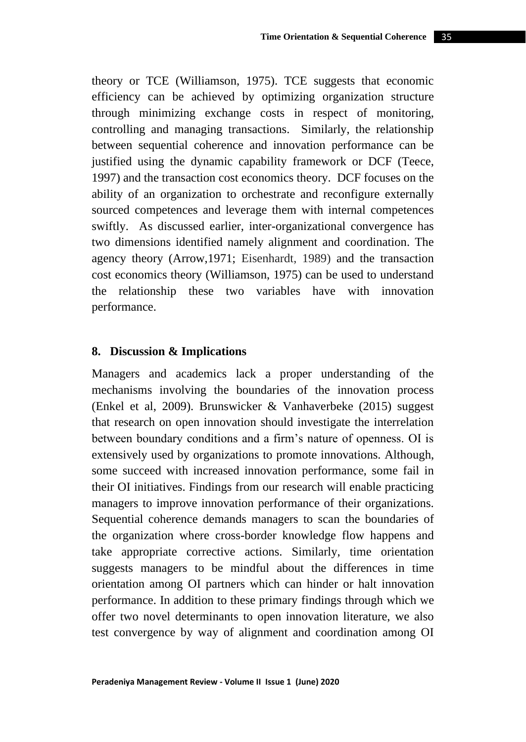theory or TCE (Williamson, 1975). TCE suggests that economic efficiency can be achieved by optimizing organization structure through minimizing exchange costs in respect of monitoring, controlling and managing transactions. Similarly, the relationship between sequential coherence and innovation performance can be justified using the dynamic capability framework or DCF (Teece, 1997) and the transaction cost economics theory. DCF focuses on the ability of an organization to orchestrate and reconfigure externally sourced competences and leverage them with internal competences swiftly. As discussed earlier, inter-organizational convergence has two dimensions identified namely alignment and coordination. The agency theory (Arrow,1971; Eisenhardt, 1989) and the transaction cost economics theory (Williamson, 1975) can be used to understand the relationship these two variables have with innovation performance.

## 8. Discussion & Implications

Managers and academics lack a proper understanding of the mechanisms involving the boundaries of the innovation process (Enkel et al, 2009). Brunswicker & Vanhaverbeke (2015) suggest that research on open innovation should investigate the interrelation between boundary conditions and a firm's nature of openness. OI is extensively used by organizations to promote innovations. Although, some succeed with increased innovation performance, some fail in their OI initiatives. Findings from our research will enable practicing managers to improve innovation performance of their organizations. Sequential coherence demands managers to scan the boundaries of the organization where cross-border knowledge flow happens and take appropriate corrective actions. Similarly, time orientation suggests managers to be mindful about the differences in time orientation among OI partners which can hinder or halt innovation performance. In addition to these primary findings through which we offer two novel determinants to open innovation literature, we also test convergence by way of alignment and coordination among OI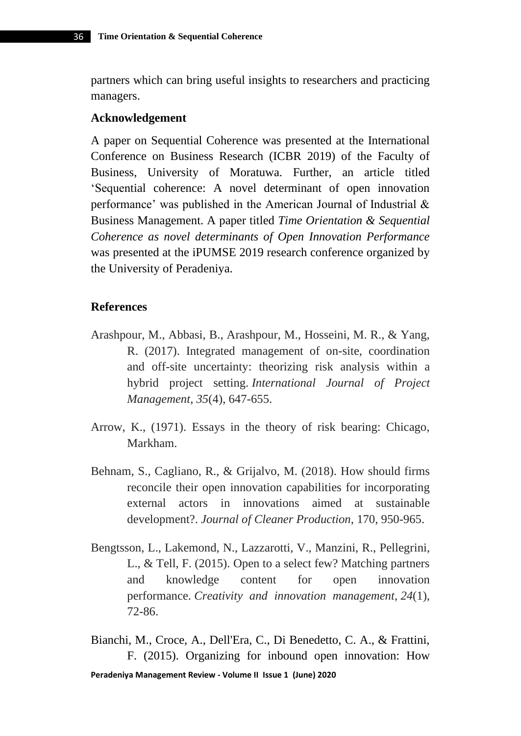partners which can bring useful insights to researchers and practicing managers.

### Acknowledgement

A paper on Sequential Coherence was presented at the International Conference on Business Research (ICBR 2019) of the Faculty of Business, University of Moratuwa. Further, an article titled 'Sequential coherence: A novel determinant of open innovation performance' was published in the American Journal of Industrial & Business Management. A paper titled *Time Orientation & Sequential Coherence as novel determinants of Open Innovation Performance* was presented at the iPUMSE 2019 research conference organized by the University of Peradeniya.

## References

Arashpour, M., Abbasi, B., Arashpour, M., Hosseini, M. R., & Yang, R. (2017). Integrated management of on-site, coordination and off-site uncertainty: theorizing risk analysis within a hybrid project setting. *International Journal of Project Management*, *35*(4), 647-655.

Arrow, K., (1971). Essays in the theory of risk bearing: Chicago, Markham.

Behnam, S., Cagliano, R., & Grijalvo, M. (2018). How should firms reconcile their open innovation capabilities for incorporating external actors in innovations aimed at sustainable development?. *Journal of Cleaner Production*, 170, 950-965.

Bengtsson, L., Lakemond, N., Lazzarotti, V., Manzini, R., Pellegrini, L., & Tell, F. (2015). Open to a select few? Matching partners and knowledge content for open innovation performance. *Creativity and innovation management*, *24*(1), 72-86.

Bianchi, M., Croce, A., Dell'Era, C., Di Benedetto, C. A., & Frattini, F. (2015). Organizing for inbound open innovation: How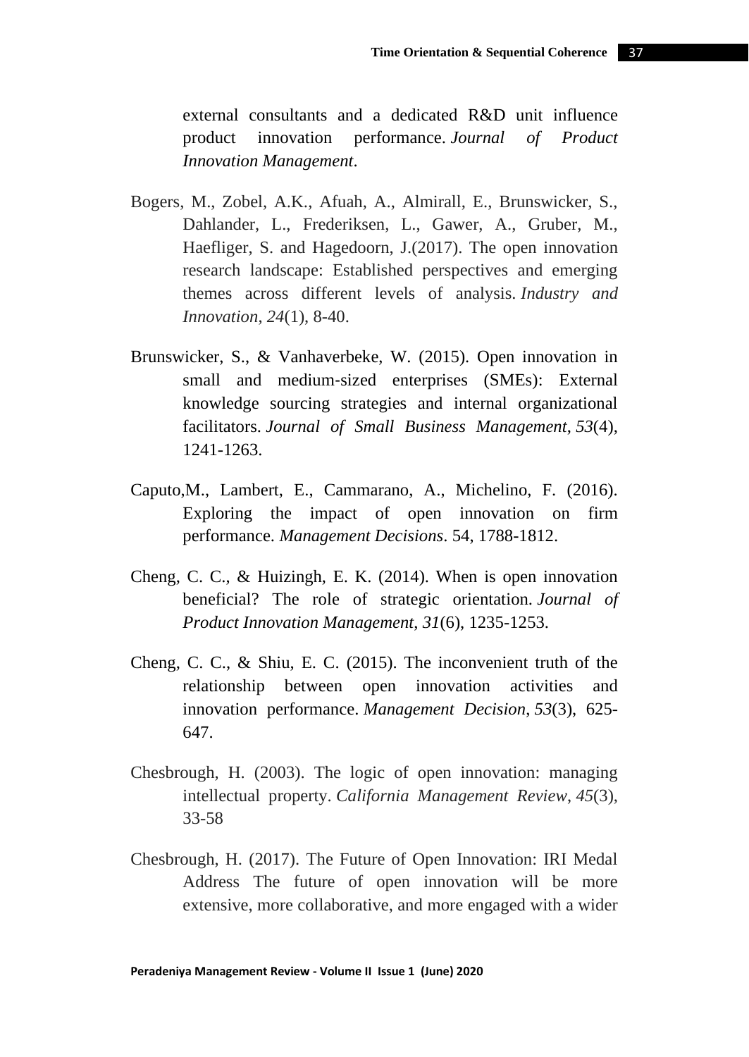external consultants and a dedicated R&D unit influence product innovation performance. *Journal of Product Innovation Management*.

Bogers, M., Zobel, A.K., Afuah, A., Almirall, E., Brunswicker, S., Dahlander, L., Frederiksen, L., Gawer, A., Gruber, M., Haefliger, S. and Hagedoorn, J.(2017). The open innovation research landscape: Established perspectives and emerging themes across different levels of analysis. *Industry and Innovation*, *24*(1), 8-40.

Brunswicker, S., & Vanhaverbeke, W. (2015). Open innovation in small and medium-sized enterprises (SMEs): External knowledge sourcing strategies and internal organizational facilitators. *Journal of Small Business Management, 53*(4), 1241-1263.

Caputo,M., Lambert, E., Cammarano, A., Michelino, F. (2016). Exploring the impact of open innovation on firm performance. *Management Decisions*. 54, 1788-1812.

Cheng, C. C., & Huizingh, E. K. (2014). When is open innovation beneficial? The role of strategic orientation. *Journal of Product Innovation Management*, *31*(6), 1235-1253.

Cheng, C. C., & Shiu, E. C. (2015). The inconvenient truth of the relationship between open innovation activities and innovation performance. *Management Decision*, *53*(3), 625-647.

Chesbrough, H. (2003). The logic of open innovation: managing intellectual property. *California Management Review*, *45*(3), 33-58

Chesbrough, H. (2017). The Future of Open Innovation: IRI Medal Address The future of open innovation will be more extensive, more collaborative, and more engaged with a wider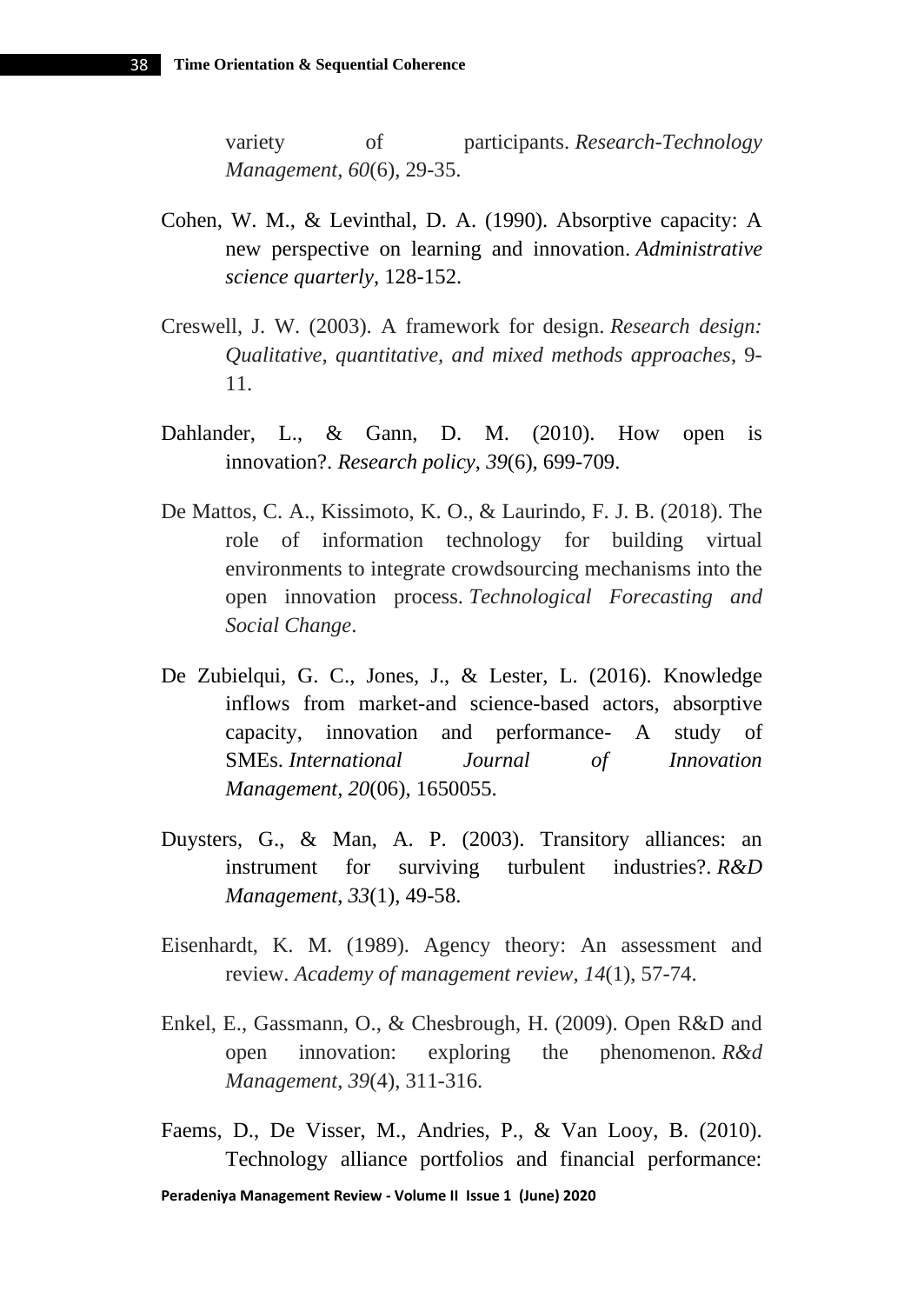variety of participants. *Research-Technology Management*, *60*(6), 29-35.

Cohen, W. M., & Levinthal, D. A. (1990). Absorptive capacity: A new perspective on learning and innovation. *Administrative science quarterly*, 128-152.

Creswell, J. W. (2003). A framework for design. *Research design: Qualitative, quantitative, and mixed methods approaches*, 9-11.

Dahlander, L., & Gann, D. M. (2010). How open is innovation?. *Research policy*, *39*(6), 699-709.

De Mattos, C. A., Kissimoto, K. O., & Laurindo, F. J. B. (2018). The role of information technology for building virtual environments to integrate crowdsourcing mechanisms into the open innovation process. *Technological Forecasting and Social Change*.

De Zubielqui, G. C., Jones, J., & Lester, L. (2016). Knowledge inflows from market-and science-based actors, absorptive capacity, innovation and performance- A study of SMEs. *International Journal of Innovation Management*, *20*(06), 1650055.

Duysters, G., & Man, A. P. (2003). Transitory alliances: an instrument for surviving turbulent industries?. *R&D Management*, *33*(1), 49-58.

Eisenhardt, K. M. (1989). Agency theory: An assessment and review. *Academy of management review*, *14*(1), 57-74.

Enkel, E., Gassmann, O., & Chesbrough, H. (2009). Open R&D and open innovation: exploring the phenomenon. *R&d Management*, *39*(4), 311-316.

Faems, D., De Visser, M., Andries, P., & Van Looy, B. (2010). Technology alliance portfolios and financial performance: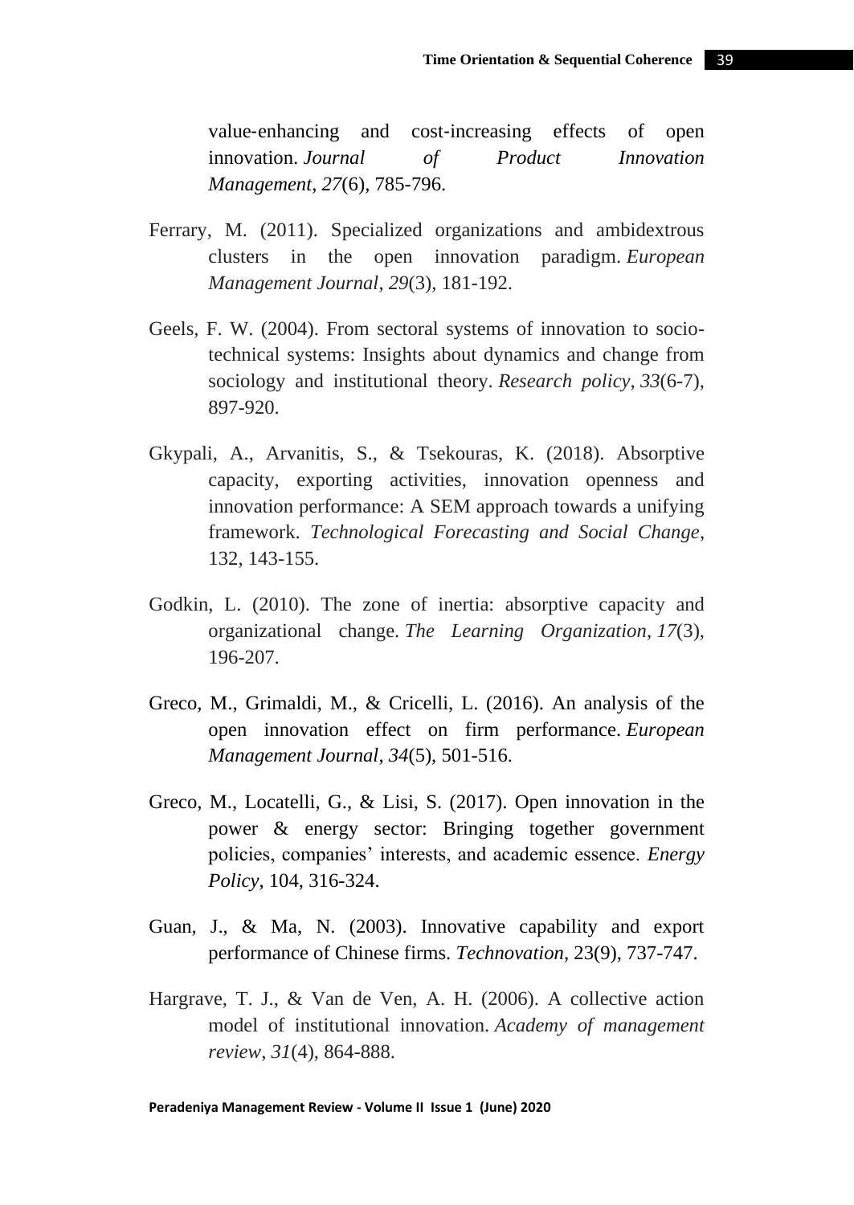value‐enhancing and cost‐increasing effects of open innovation. *Journal of Product Innovation Management*, *27*(6), 785-796.

Ferrary, M. (2011). Specialized organizations and ambidextrous clusters in the open innovation paradigm. *European Management Journal*, *29*(3), 181-192.

Geels, F. W. (2004). From sectoral systems of innovation to socio-technical systems: Insights about dynamics and change from sociology and institutional theory. *Research policy*, *33*(6-7), 897-920.

Gkypali, A., Arvanitis, S., & Tsekouras, K. (2018). Absorptive capacity, exporting activities, innovation openness and innovation performance: A SEM approach towards a unifying framework. *Technological Forecasting and Social Change*, 132, 143-155.

Godkin, L. (2010). The zone of inertia: absorptive capacity and organizational change. *The Learning Organization*, *17*(3), 196-207.

Greco, M., Grimaldi, M., & Cricelli, L. (2016). An analysis of the open innovation effect on firm performance. *European Management Journal*, *34*(5), 501-516.

Greco, M., Locatelli, G., & Lisi, S. (2017). Open innovation in the power & energy sector: Bringing together government policies, companies' interests, and academic essence. *Energy Policy*, 104, 316-324.

Guan, J., & Ma, N. (2003). Innovative capability and export performance of Chinese firms. *Technovation*, 23(9), 737-747.

Hargrave, T. J., & Van de Ven, A. H. (2006). A collective action model of institutional innovation. *Academy of management review*, *31*(4), 864-888.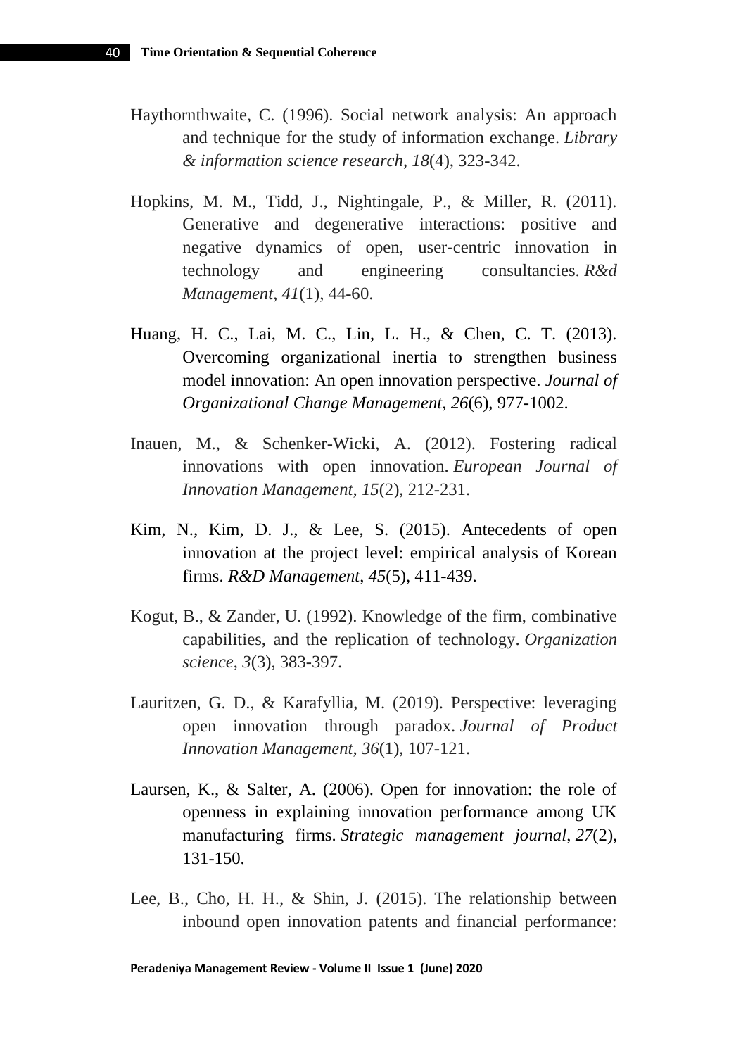Haythornthwaite, C. (1996). Social network analysis: An approach and technique for the study of information exchange. *Library & information science research*, *18*(4), 323-342.

Hopkins, M. M., Tidd, J., Nightingale, P., & Miller, R. (2011). Generative and degenerative interactions: positive and negative dynamics of open, user‐centric innovation in technology and engineering consultancies. *R&d Management*, *41*(1), 44-60.

Huang, H. C., Lai, M. C., Lin, L. H., & Chen, C. T. (2013). Overcoming organizational inertia to strengthen business model innovation: An open innovation perspective. *Journal of Organizational Change Management*, *26*(6), 977-1002.

Inauen, M., & Schenker-Wicki, A. (2012). Fostering radical innovations with open innovation. *European Journal of Innovation Management*, *15*(2), 212-231.

Kim, N., Kim, D. J., & Lee, S. (2015). Antecedents of open innovation at the project level: empirical analysis of Korean firms. *R&D Management*, *45*(5), 411-439.

Kogut, B., & Zander, U. (1992). Knowledge of the firm, combinative capabilities, and the replication of technology. *Organization science*, *3*(3), 383-397.

Lauritzen, G. D., & Karafyllia, M. (2019). Perspective: leveraging open innovation through paradox. *Journal of Product Innovation Management*, *36*(1), 107-121.

Laursen, K., & Salter, A. (2006). Open for innovation: the role of openness in explaining innovation performance among UK manufacturing firms. *Strategic management journal*, *27*(2), 131-150.

Lee, B., Cho, H. H., & Shin, J. (2015). The relationship between inbound open innovation patents and financial performance: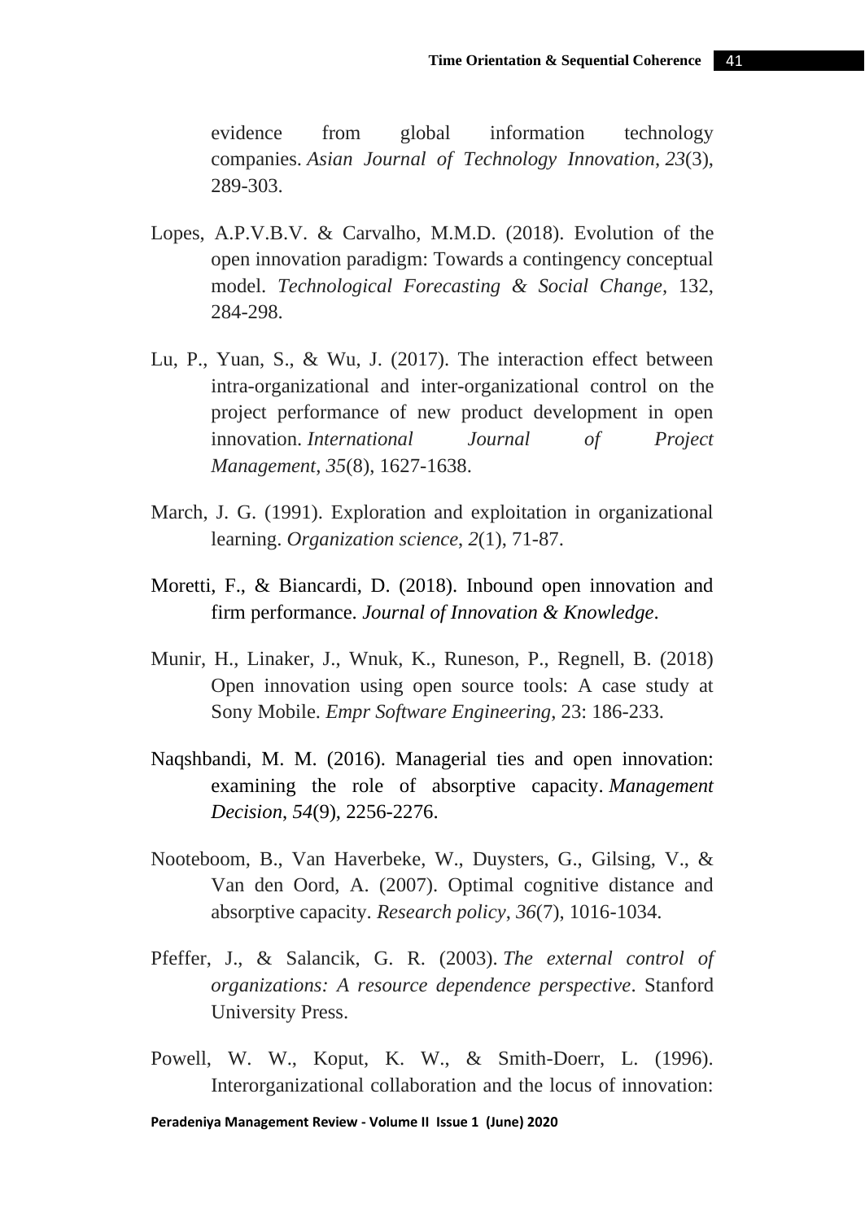evidence from global information technology companies. *Asian Journal of Technology Innovation*, *23*(3), 289-303.

Lopes, A.P.V.B.V. & Carvalho, M.M.D. (2018). Evolution of the open innovation paradigm: Towards a contingency conceptual model. *Technological Forecasting & Social Change,* 132, 284-298.

Lu, P., Yuan, S., & Wu, J. (2017). The interaction effect between intra-organizational and inter-organizational control on the project performance of new product development in open innovation. *International Journal of Project Management*, *35*(8), 1627-1638.

March, J. G. (1991). Exploration and exploitation in organizational learning. *Organization science*, *2*(1), 71-87.

Moretti, F., & Biancardi, D. (2018). Inbound open innovation and firm performance. *Journal of Innovation & Knowledge*.

Munir, H., Linaker, J., Wnuk, K., Runeson, P., Regnell, B. (2018) Open innovation using open source tools: A case study at Sony Mobile. *Empr Software Engineering,* 23: 186-233.

Naqshbandi, M. M. (2016). Managerial ties and open innovation: examining the role of absorptive capacity. *Management Decision*, *54*(9), 2256-2276.

Nooteboom, B., Van Haverbeke, W., Duysters, G., Gilsing, V., & Van den Oord, A. (2007). Optimal cognitive distance and absorptive capacity. *Research policy*, *36*(7), 1016-1034.

Pfeffer, J., & Salancik, G. R. (2003). *The external control of organizations: A resource dependence perspective*. Stanford University Press.

Powell, W. W., Koput, K. W., & Smith-Doerr, L. (1996). Interorganizational collaboration and the locus of innovation: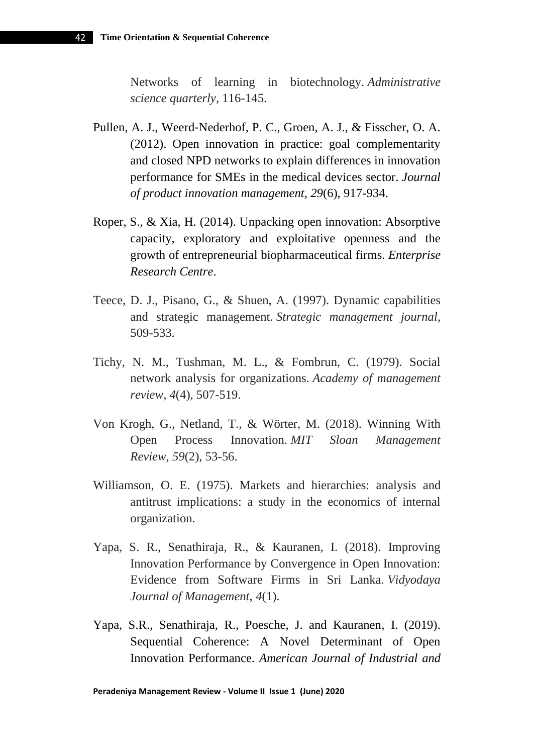Networks of learning in biotechnology. *Administrative science quarterly*, 116-145.

Pullen, A. J., Weerd‐Nederhof, P. C., Groen, A. J., & Fisscher, O. A. (2012). Open innovation in practice: goal complementarity and closed NPD networks to explain differences in innovation performance for SMEs in the medical devices sector. *Journal of product innovation management*, *29*(6), 917-934.

Roper, S., & Xia, H. (2014). Unpacking open innovation: Absorptive capacity, exploratory and exploitative openness and the growth of entrepreneurial biopharmaceutical firms. *Enterprise Research Centre*.

Teece, D. J., Pisano, G., & Shuen, A. (1997). Dynamic capabilities and strategic management. *Strategic management journal*, 509-533.

Tichy, N. M., Tushman, M. L., & Fombrun, C. (1979). Social network analysis for organizations. *Academy of management review*, *4*(4), 507-519.

Von Krogh, G., Netland, T., & Wörter, M. (2018). Winning With Open Process Innovation. *MIT Sloan Management Review*, *59*(2), 53-56.

Williamson, O. E. (1975). Markets and hierarchies: analysis and antitrust implications: a study in the economics of internal organization.

Yapa, S. R., Senathiraja, R., & Kauranen, I. (2018). Improving Innovation Performance by Convergence in Open Innovation: Evidence from Software Firms in Sri Lanka. *Vidyodaya Journal of Management*, *4*(1).

Yapa, S.R., Senathiraja, R., Poesche, J. and Kauranen, I. (2019). Sequential Coherence: A Novel Determinant of Open Innovation Performance. *American Journal of Industrial and*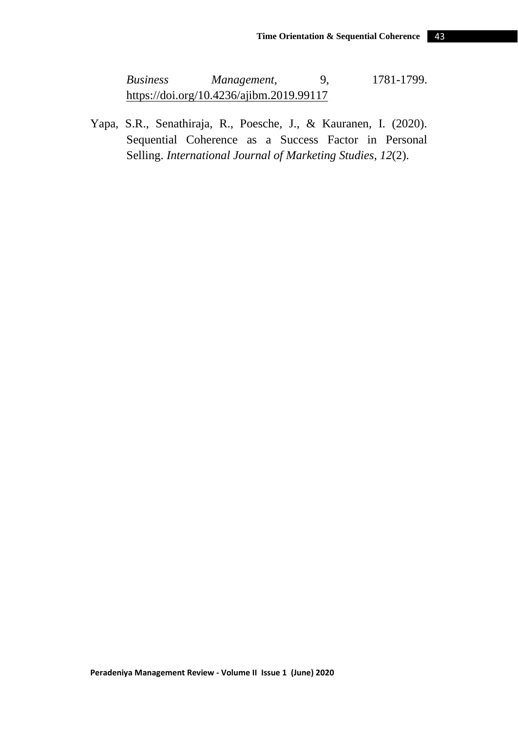*Business Management*, 9, 1781-1799. https://doi.org/10.4236/ajibm.2019.99117

Yapa, S.R., Senathiraja, R., Poesche, J., & Kauranen, I. (2020). Sequential Coherence as a Success Factor in Personal Selling. *International Journal of Marketing Studies, 12*(2).